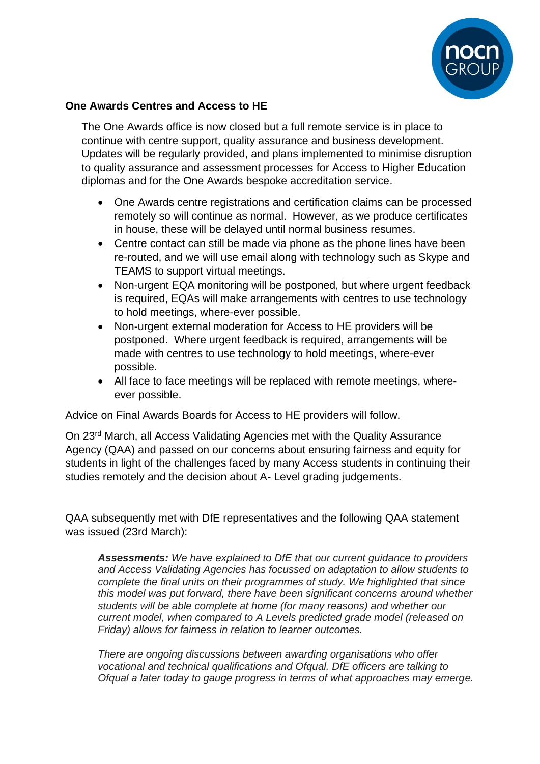**One Awards Centres and Access to HE**

The One Awards office is now closed but a full remote service is in place to continue with centre support, quality assurance and business development. Updates will be regularly provided, and plans implemented to minimise disruption to quality assurance and assessment processes for Access to Higher Education diplomas and for the One Awards bespoke accreditation service.

- One Awards centre registrations and certification claims can be processed remotely so will continue as normal. However, as we produce certificates in house, these will be delayed until normal business resumes.
- Centre contact can still be made via phone as the phone lines have been re-routed, and we will use email along with technology such as Skype and TEAMS to support virtual meetings.
- Non-urgent EQA monitoring will be postponed, but where urgent feedback is required, EQAs will make arrangements with centres to use technology to hold meetings, where-ever possible.
- Non-urgent external moderation for Access to HE providers will be postponed. Where urgent feedback is required, arrangements will be made with centres to use technology to hold meetings, where-ever possible.
- All face to face meetings will be replaced with remote meetings, where-ever possible.

Advice on Final Awards Boards for Access to HE providers will follow.

On 23rd March, all Access Validating Agencies met with the Quality Assurance Agency (QAA) and passed on our concerns about ensuring fairness and equity for students in light of the challenges faced by many Access students in continuing their studies remotely and the decision about A- Level grading judgements.

QAA subsequently met with DfE representatives and the following QAA statement was issued (23rd March):

> ***Assessments:*** *We have explained to DfE that our current guidance to providers and Access Validating Agencies has focussed on adaptation to allow students to complete the final units on their programmes of study. We highlighted that since this model was put forward, there have been significant concerns around whether students will be able complete at home (for many reasons) and whether our current model, when compared to A Levels predicted grade model (released on Friday) allows for fairness in relation to learner outcomes.*
>
> *There are ongoing discussions between awarding organisations who offer vocational and technical qualifications and Ofqual. DfE officers are talking to Ofqual a later today to gauge progress in terms of what approaches may emerge.*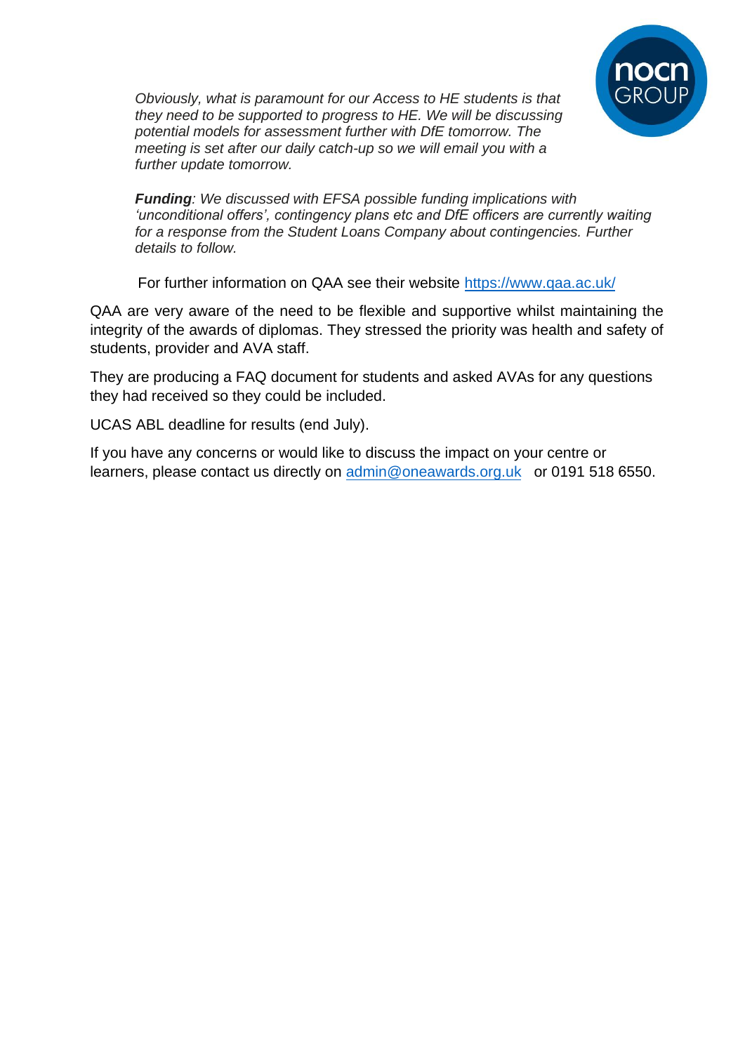*Obviously, what is paramount for our Access to HE students is that they need to be supported to progress to HE. We will be discussing potential models for assessment further with DfE tomorrow. The meeting is set after our daily catch-up so we will email you with a further update tomorrow.*

***Funding**: We discussed with EFSA possible funding implications with 'unconditional offers', contingency plans etc and DfE officers are currently waiting for a response from the Student Loans Company about contingencies. Further details to follow.*

For further information on QAA see their website https://www.qaa.ac.uk/

QAA are very aware of the need to be flexible and supportive whilst maintaining the integrity of the awards of diplomas. They stressed the priority was health and safety of students, provider and AVA staff.

They are producing a FAQ document for students and asked AVAs for any questions they had received so they could be included.

UCAS ABL deadline for results (end July).

If you have any concerns or would like to discuss the impact on your centre or learners, please contact us directly on admin@oneawards.org.uk or 0191 518 6550.